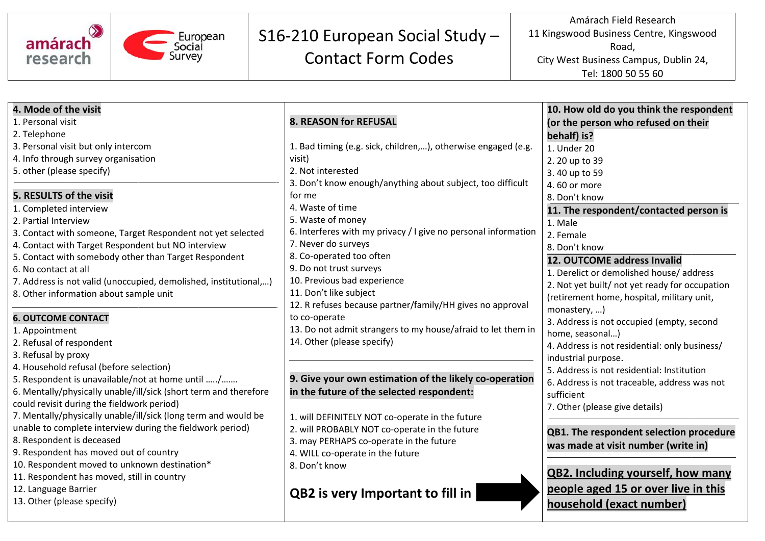amárach research | European Social Survey

# S16-210 European Social Study – Contact Form Codes

Amárach Field Research
11 Kingswood Business Centre, Kingswood Road,
City West Business Campus, Dublin 24,
Tel: 1800 50 55 60

**4. Mode of the visit**
1. Personal visit
2. Telephone
3. Personal visit but only intercom
4. Info through survey organisation
5. other (please specify)

**5. RESULTS of the visit**
1. Completed interview
2. Partial Interview
3. Contact with someone, Target Respondent not yet selected
4. Contact with Target Respondent but NO interview
5. Contact with somebody other than Target Respondent
6. No contact at all
7. Address is not valid (unoccupied, demolished, institutional,…)
8. Other information about sample unit

**6. OUTCOME CONTACT**
1. Appointment
2. Refusal of respondent
3. Refusal by proxy
4. Household refusal (before selection)
5. Respondent is unavailable/not at home until …../…….
6. Mentally/physically unable/ill/sick (short term and therefore could revisit during the fieldwork period)
7. Mentally/physically unable/ill/sick (long term and would be unable to complete interview during the fieldwork period)
8. Respondent is deceased
9. Respondent has moved out of country
10. Respondent moved to unknown destination*
11. Respondent has moved, still in country
12. Language Barrier
13. Other (please specify)

**8. REASON for REFUSAL**

1. Bad timing (e.g. sick, children,…), otherwise engaged (e.g. visit)
2. Not interested
3. Don't know enough/anything about subject, too difficult for me
4. Waste of time
5. Waste of money
6. Interferes with my privacy / I give no personal information
7. Never do surveys
8. Co-operated too often
9. Do not trust surveys
10. Previous bad experience
11. Don't like subject
12. R refuses because partner/family/HH gives no approval to co-operate
13. Do not admit strangers to my house/afraid to let them in
14. Other (please specify)

**9. Give your own estimation of the likely co-operation in the future of the selected respondent:**

1. will DEFINITELY NOT co-operate in the future
2. will PROBABLY NOT co-operate in the future
3. may PERHAPS co-operate in the future
4. WILL co-operate in the future
8. Don't know

**QB2 is very Important to fill in** →

**10. How old do you think the respondent (or the person who refused on their behalf) is?**
1. Under 20
2. 20 up to 39
3. 40 up to 59
4. 60 or more
8. Don't know

**11. The respondent/contacted person is**
1. Male
2. Female
8. Don't know

**12. OUTCOME address Invalid**
1. Derelict or demolished house/ address
2. Not yet built/ not yet ready for occupation (retirement home, hospital, military unit, monastery, …)
3. Address is not occupied (empty, second home, seasonal…)
4. Address is not residential: only business/ industrial purpose.
5. Address is not residential: Institution
6. Address is not traceable, address was not sufficient
7. Other (please give details)

**QB1. The respondent selection procedure was made at visit number (write in)**

**QB2. Including yourself, how many people aged 15 or over live in this household (exact number)**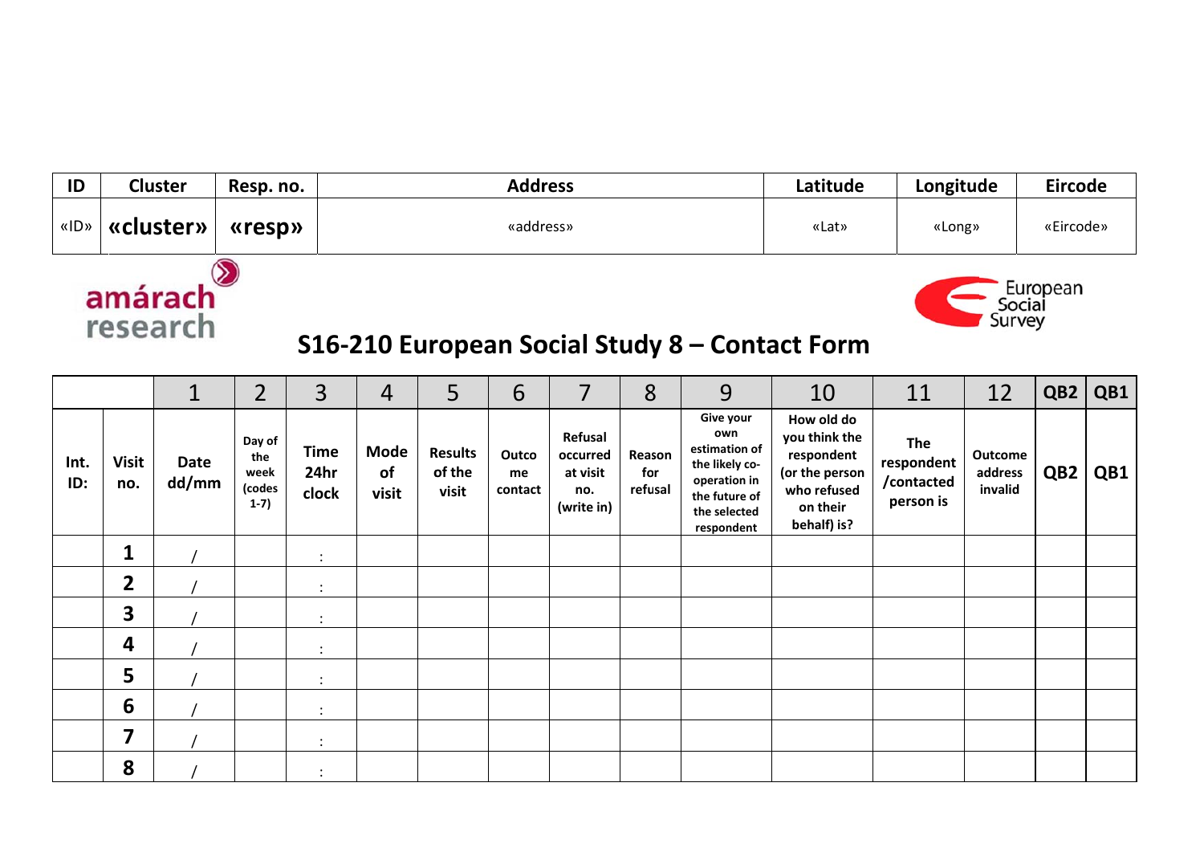| ID | Cluster | Resp. no. | Address | Latitude | Longitude | Eircode |
|---|---|---|---|---|---|---|
| «ID» | **«cluster»** | **«resp»** | «address» | «Lat» | «Long» | «Eircode» |

amárach research

European Social Survey

# S16-210 European Social Study 8 – Contact Form

| | | 1 | 2 | 3 | 4 | 5 | 6 | 7 | 8 | 9 | 10 | 11 | 12 | QB2 | QB1 |
|---|---|---|---|---|---|---|---|---|---|---|---|---|---|---|---|
| Int. ID: | Visit no. | Date dd/mm | Day of the week (codes 1-7) | Time 24hr clock | Mode of visit | Results of the visit | Outcome contact | Refusal occurred at visit no. (write in) | Reason for refusal | Give your own estimation of the likely co-operation in the future of the selected respondent | How old do you think the respondent (or the person who refused on their behalf) is? | The respondent /contacted person is | Outcome address invalid | QB2 | QB1 |
| | **1** | / | | : | | | | | | | | | | | |
| | **2** | / | | : | | | | | | | | | | | |
| | **3** | / | | : | | | | | | | | | | | |
| | **4** | / | | : | | | | | | | | | | | |
| | **5** | / | | : | | | | | | | | | | | |
| | **6** | / | | : | | | | | | | | | | | |
| | **7** | / | | : | | | | | | | | | | | |
| | **8** | / | | : | | | | | | | | | | | |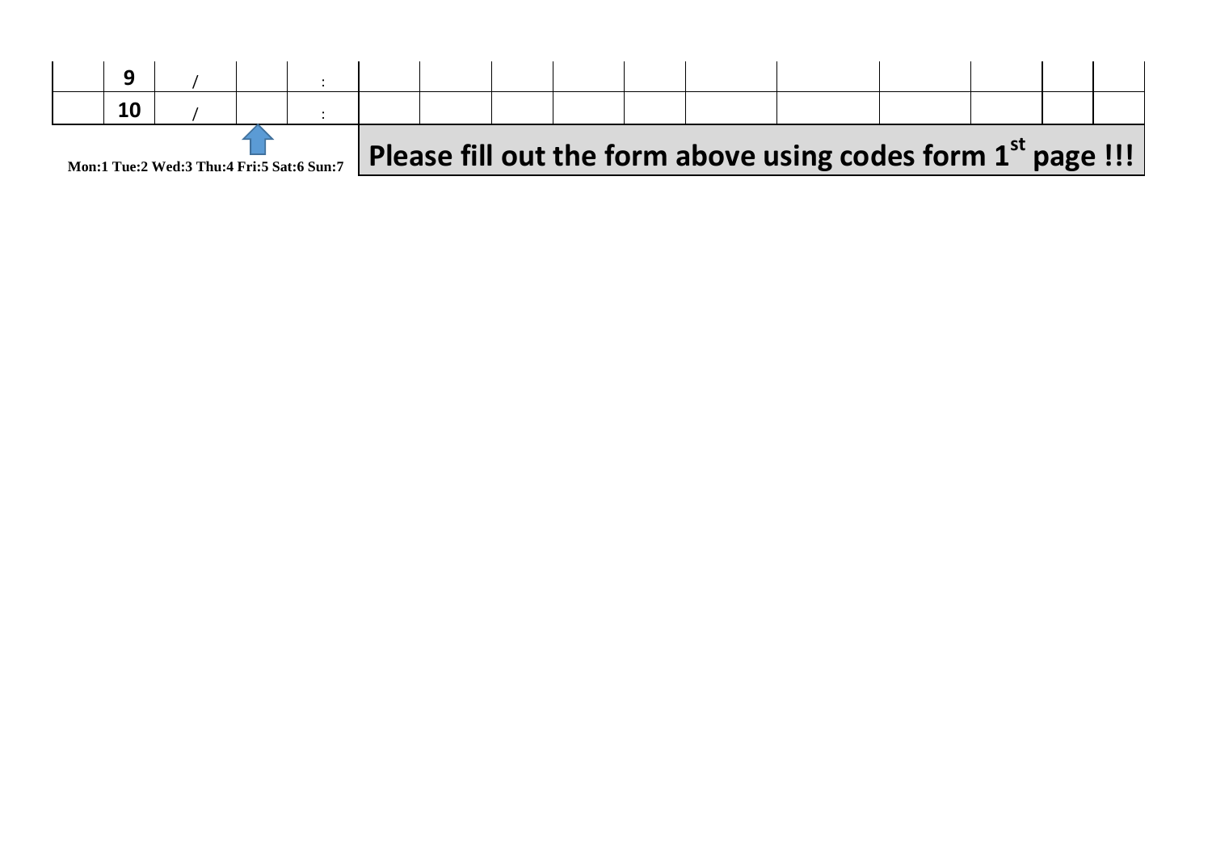|  | 9 | / |  | : |  |  |  |  |  |  |  |  |  |  |  |
|---|---|---|---|---|---|---|---|---|---|---|---|---|---|---|---|
|  | 10 | / |  | : |  |  |  |  |  |  |  |  |  |  |  |

**Mon:1 Tue:2 Wed:3 Thu:4 Fri:5 Sat:6 Sun:7**

**Please fill out the form above using codes form 1st page !!!**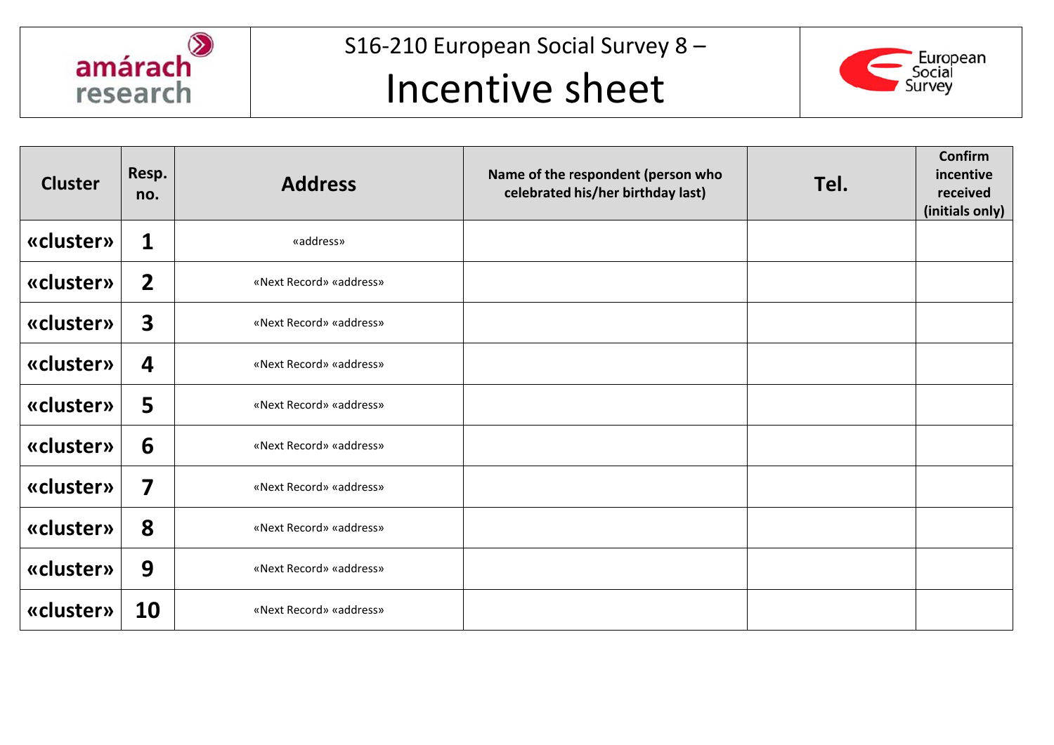amárach research

# S16-210 European Social Survey 8 – Incentive sheet

European Social Survey

| Cluster | Resp. no. | Address | Name of the respondent (person who celebrated his/her birthday last) | Tel. | Confirm incentive received (initials only) |
|---|---|---|---|---|---|
| «cluster» | 1 | «address» | | | |
| «cluster» | 2 | «Next Record» «address» | | | |
| «cluster» | 3 | «Next Record» «address» | | | |
| «cluster» | 4 | «Next Record» «address» | | | |
| «cluster» | 5 | «Next Record» «address» | | | |
| «cluster» | 6 | «Next Record» «address» | | | |
| «cluster» | 7 | «Next Record» «address» | | | |
| «cluster» | 8 | «Next Record» «address» | | | |
| «cluster» | 9 | «Next Record» «address» | | | |
| «cluster» | 10 | «Next Record» «address» | | | |